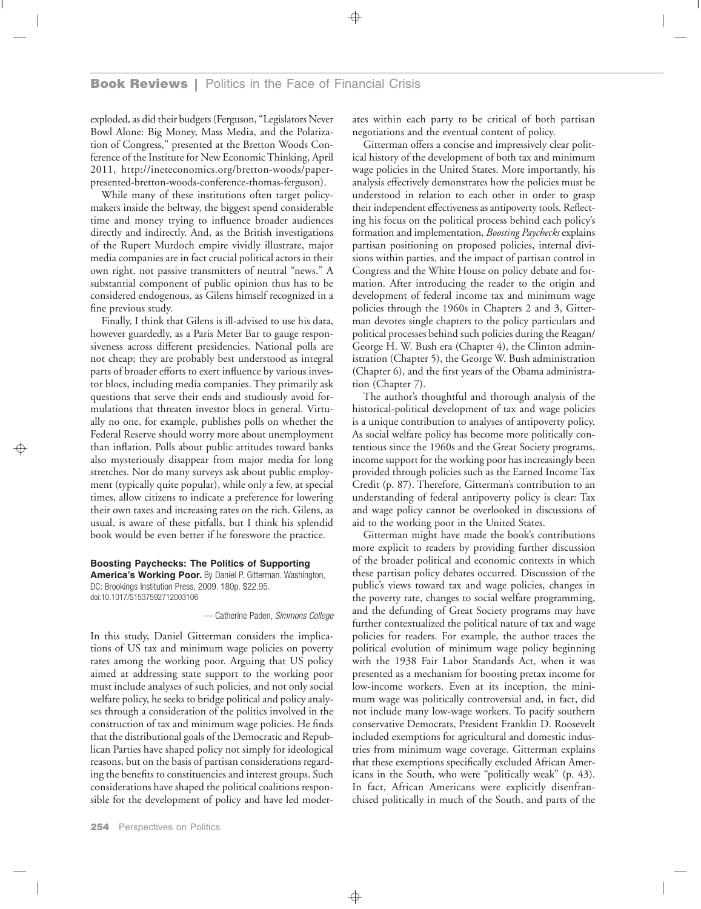exploded, as did their budgets (Ferguson, "Legislators Never Bowl Alone: Big Money, Mass Media, and the Polarization of Congress," presented at the Bretton Woods Conference of the Institute for New Economic Thinking, April 2011, http://ineteconomics.org/bretton-woods/paper-presented-bretton-woods-conference-thomas-ferguson).

While many of these institutions often target policymakers inside the beltway, the biggest spend considerable time and money trying to influence broader audiences directly and indirectly. And, as the British investigations of the Rupert Murdoch empire vividly illustrate, major media companies are in fact crucial political actors in their own right, not passive transmitters of neutral "news." A substantial component of public opinion thus has to be considered endogenous, as Gilens himself recognized in a fine previous study.

Finally, I think that Gilens is ill-advised to use his data, however guardedly, as a Paris Meter Bar to gauge responsiveness across different presidencies. National polls are not cheap; they are probably best understood as integral parts of broader efforts to exert influence by various investor blocs, including media companies. They primarily ask questions that serve their ends and studiously avoid formulations that threaten investor blocs in general. Virtually no one, for example, publishes polls on whether the Federal Reserve should worry more about unemployment than inflation. Polls about public attitudes toward banks also mysteriously disappear from major media for long stretches. Nor do many surveys ask about public employment (typically quite popular), while only a few, at special times, allow citizens to indicate a preference for lowering their own taxes and increasing rates on the rich. Gilens, as usual, is aware of these pitfalls, but I think his splendid book would be even better if he foreswore the practice.

**Boosting Paychecks: The Politics of Supporting America's Working Poor.** By Daniel P. Gitterman. Washington, DC: Brookings Institution Press, 2009. 180p. $22.95.
doi:10.1017/S1537592712003106

— Catherine Paden, *Simmons College*

In this study, Daniel Gitterman considers the implications of US tax and minimum wage policies on poverty rates among the working poor. Arguing that US policy aimed at addressing state support to the working poor must include analyses of such policies, and not only social welfare policy, he seeks to bridge political and policy analyses through a consideration of the politics involved in the construction of tax and minimum wage policies. He finds that the distributional goals of the Democratic and Republican Parties have shaped policy not simply for ideological reasons, but on the basis of partisan considerations regarding the benefits to constituencies and interest groups. Such considerations have shaped the political coalitions responsible for the development of policy and have led moderates within each party to be critical of both partisan negotiations and the eventual content of policy.

Gitterman offers a concise and impressively clear political history of the development of both tax and minimum wage policies in the United States. More importantly, his analysis effectively demonstrates how the policies must be understood in relation to each other in order to grasp their independent effectiveness as antipoverty tools. Reflecting his focus on the political process behind each policy's formation and implementation, *Boosting Paychecks* explains partisan positioning on proposed policies, internal divisions within parties, and the impact of partisan control in Congress and the White House on policy debate and formation. After introducing the reader to the origin and development of federal income tax and minimum wage policies through the 1960s in Chapters 2 and 3, Gitterman devotes single chapters to the policy particulars and political processes behind such policies during the Reagan/George H. W. Bush era (Chapter 4), the Clinton administration (Chapter 5), the George W. Bush administration (Chapter 6), and the first years of the Obama administration (Chapter 7).

The author's thoughtful and thorough analysis of the historical-political development of tax and wage policies is a unique contribution to analyses of antipoverty policy. As social welfare policy has become more politically contentious since the 1960s and the Great Society programs, income support for the working poor has increasingly been provided through policies such as the Earned Income Tax Credit (p. 87). Therefore, Gitterman's contribution to an understanding of federal antipoverty policy is clear: Tax and wage policy cannot be overlooked in discussions of aid to the working poor in the United States.

Gitterman might have made the book's contributions more explicit to readers by providing further discussion of the broader political and economic contexts in which these partisan policy debates occurred. Discussion of the public's views toward tax and wage policies, changes in the poverty rate, changes to social welfare programming, and the defunding of Great Society programs may have further contextualized the political nature of tax and wage policies for readers. For example, the author traces the political evolution of minimum wage policy beginning with the 1938 Fair Labor Standards Act, when it was presented as a mechanism for boosting pretax income for low-income workers. Even at its inception, the minimum wage was politically controversial and, in fact, did not include many low-wage workers. To pacify southern conservative Democrats, President Franklin D. Roosevelt included exemptions for agricultural and domestic industries from minimum wage coverage. Gitterman explains that these exemptions specifically excluded African Americans in the South, who were "politically weak" (p. 43). In fact, African Americans were explicitly disenfranchised politically in much of the South, and parts of the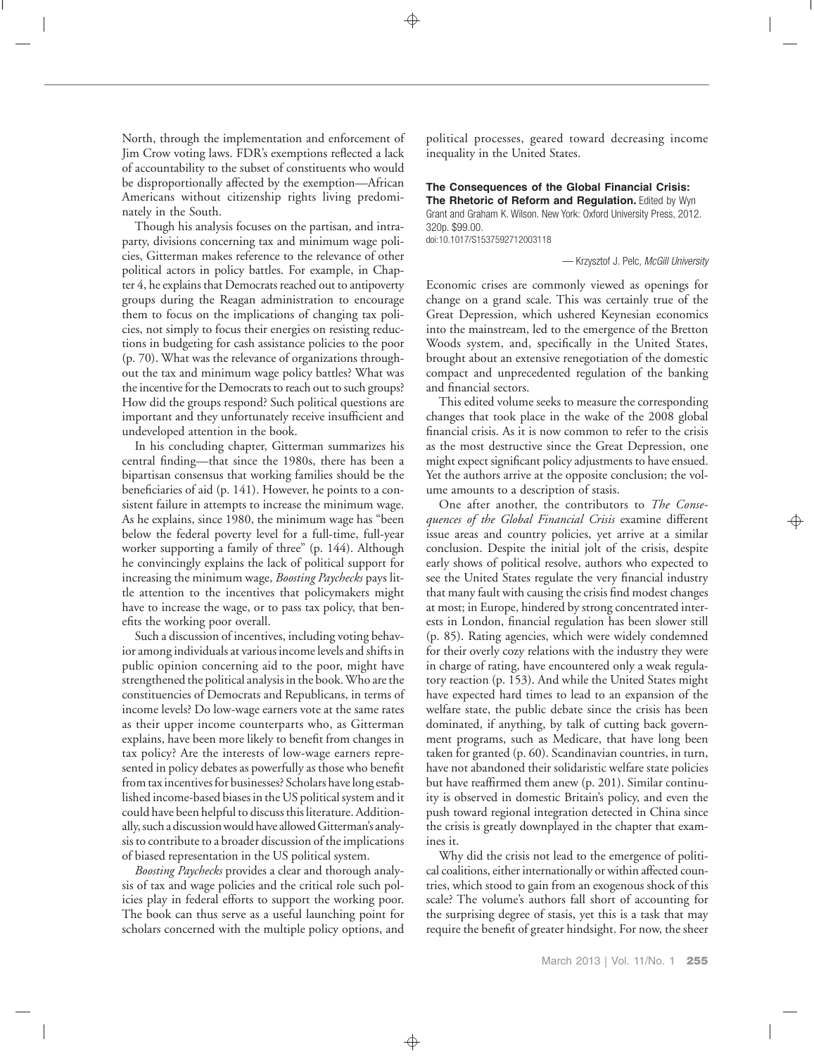North, through the implementation and enforcement of Jim Crow voting laws. FDR's exemptions reflected a lack of accountability to the subset of constituents who would be disproportionally affected by the exemption—African Americans without citizenship rights living predominately in the South.

Though his analysis focuses on the partisan, and intraparty, divisions concerning tax and minimum wage policies, Gitterman makes reference to the relevance of other political actors in policy battles. For example, in Chapter 4, he explains that Democrats reached out to antipoverty groups during the Reagan administration to encourage them to focus on the implications of changing tax policies, not simply to focus their energies on resisting reductions in budgeting for cash assistance policies to the poor (p. 70). What was the relevance of organizations throughout the tax and minimum wage policy battles? What was the incentive for the Democrats to reach out to such groups? How did the groups respond? Such political questions are important and they unfortunately receive insufficient and undeveloped attention in the book.

In his concluding chapter, Gitterman summarizes his central finding—that since the 1980s, there has been a bipartisan consensus that working families should be the beneficiaries of aid (p. 141). However, he points to a consistent failure in attempts to increase the minimum wage. As he explains, since 1980, the minimum wage has "been below the federal poverty level for a full-time, full-year worker supporting a family of three" (p. 144). Although he convincingly explains the lack of political support for increasing the minimum wage, *Boosting Paychecks* pays little attention to the incentives that policymakers might have to increase the wage, or to pass tax policy, that benefits the working poor overall.

Such a discussion of incentives, including voting behavior among individuals at various income levels and shifts in public opinion concerning aid to the poor, might have strengthened the political analysis in the book. Who are the constituencies of Democrats and Republicans, in terms of income levels? Do low-wage earners vote at the same rates as their upper income counterparts who, as Gitterman explains, have been more likely to benefit from changes in tax policy? Are the interests of low-wage earners represented in policy debates as powerfully as those who benefit from tax incentives for businesses? Scholars have long established income-based biases in the US political system and it could have been helpful to discuss this literature. Additionally, such a discussion would have allowed Gitterman's analysis to contribute to a broader discussion of the implications of biased representation in the US political system.

*Boosting Paychecks* provides a clear and thorough analysis of tax and wage policies and the critical role such policies play in federal efforts to support the working poor. The book can thus serve as a useful launching point for scholars concerned with the multiple policy options, and political processes, geared toward decreasing income inequality in the United States.

**The Consequences of the Global Financial Crisis: The Rhetoric of Reform and Regulation.** Edited by Wyn Grant and Graham K. Wilson. New York: Oxford University Press, 2012. 320p. $99.00.
doi:10.1017/S1537592712003118

— Krzysztof J. Pelc, *McGill University*

Economic crises are commonly viewed as openings for change on a grand scale. This was certainly true of the Great Depression, which ushered Keynesian economics into the mainstream, led to the emergence of the Bretton Woods system, and, specifically in the United States, brought about an extensive renegotiation of the domestic compact and unprecedented regulation of the banking and financial sectors.

This edited volume seeks to measure the corresponding changes that took place in the wake of the 2008 global financial crisis. As it is now common to refer to the crisis as the most destructive since the Great Depression, one might expect significant policy adjustments to have ensued. Yet the authors arrive at the opposite conclusion; the volume amounts to a description of stasis.

One after another, the contributors to *The Consequences of the Global Financial Crisis* examine different issue areas and country policies, yet arrive at a similar conclusion. Despite the initial jolt of the crisis, despite early shows of political resolve, authors who expected to see the United States regulate the very financial industry that many fault with causing the crisis find modest changes at most; in Europe, hindered by strong concentrated interests in London, financial regulation has been slower still (p. 85). Rating agencies, which were widely condemned for their overly cozy relations with the industry they were in charge of rating, have encountered only a weak regulatory reaction (p. 153). And while the United States might have expected hard times to lead to an expansion of the welfare state, the public debate since the crisis has been dominated, if anything, by talk of cutting back government programs, such as Medicare, that have long been taken for granted (p. 60). Scandinavian countries, in turn, have not abandoned their solidaristic welfare state policies but have reaffirmed them anew (p. 201). Similar continuity is observed in domestic Britain's policy, and even the push toward regional integration detected in China since the crisis is greatly downplayed in the chapter that examines it.

Why did the crisis not lead to the emergence of political coalitions, either internationally or within affected countries, which stood to gain from an exogenous shock of this scale? The volume's authors fall short of accounting for the surprising degree of stasis, yet this is a task that may require the benefit of greater hindsight. For now, the sheer